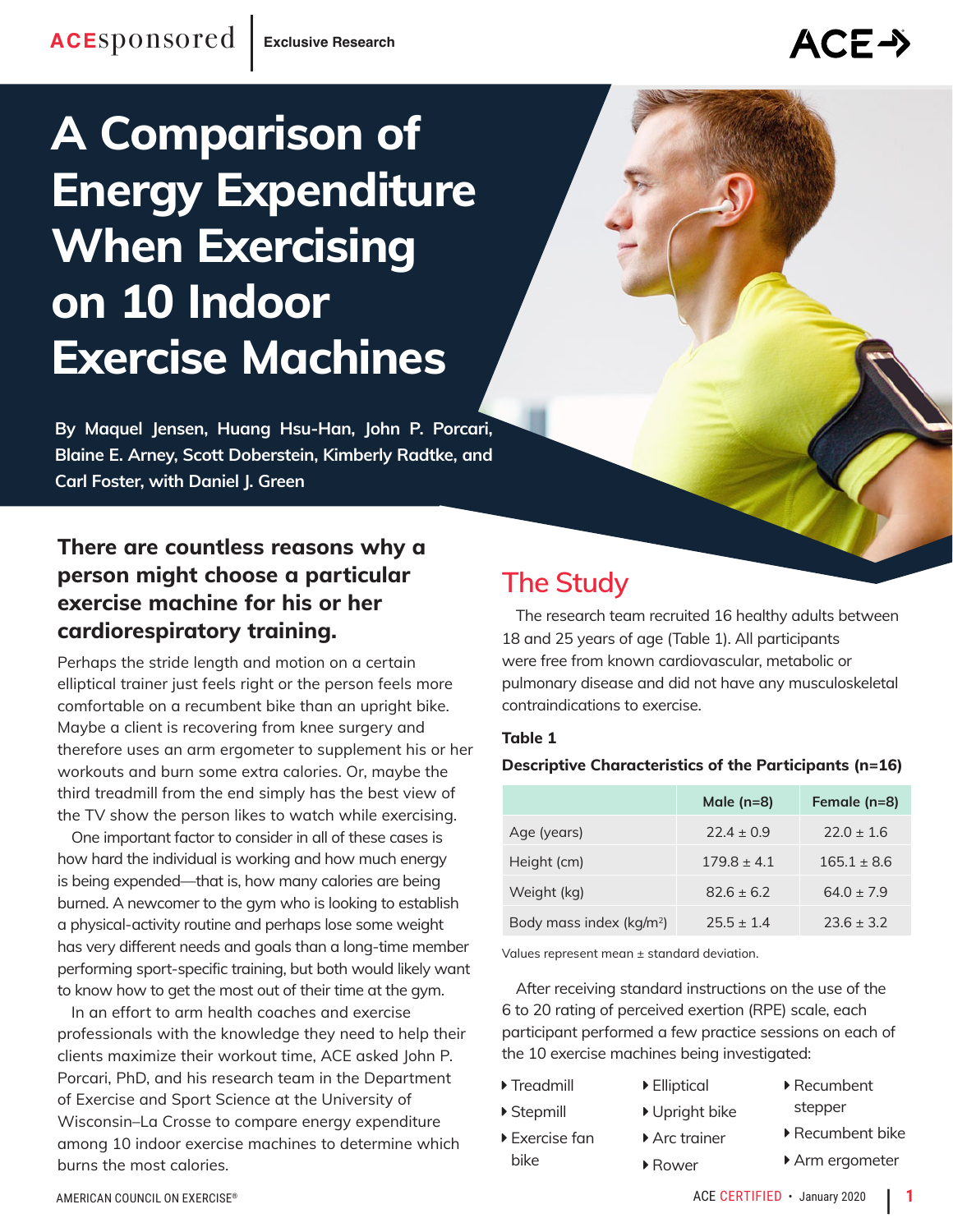ACEsponsored | Exclusive Research

# A Comparison of Energy Expenditure When Exercising on 10 Indoor Exercise Machines

**By Maquel Jensen, Huang Hsu-Han, John P. Porcari, Blaine E. Arney, Scott Doberstein, Kimberly Radtke, and Carl Foster, with Daniel J. Green**

**There are countless reasons why a person might choose a particular exercise machine for his or her cardiorespiratory training.**

Perhaps the stride length and motion on a certain elliptical trainer just feels right or the person feels more comfortable on a recumbent bike than an upright bike. Maybe a client is recovering from knee surgery and therefore uses an arm ergometer to supplement his or her workouts and burn some extra calories. Or, maybe the third treadmill from the end simply has the best view of the TV show the person likes to watch while exercising.

One important factor to consider in all of these cases is how hard the individual is working and how much energy is being expended—that is, how many calories are being burned. A newcomer to the gym who is looking to establish a physical-activity routine and perhaps lose some weight has very different needs and goals than a long-time member performing sport-specific training, but both would likely want to know how to get the most out of their time at the gym.

In an effort to arm health coaches and exercise professionals with the knowledge they need to help their clients maximize their workout time, ACE asked John P. Porcari, PhD, and his research team in the Department of Exercise and Sport Science at the University of Wisconsin–La Crosse to compare energy expenditure among 10 indoor exercise machines to determine which burns the most calories.

## The Study

The research team recruited 16 healthy adults between 18 and 25 years of age (Table 1). All participants were free from known cardiovascular, metabolic or pulmonary disease and did not have any musculoskeletal contraindications to exercise.

**Table 1**

**Descriptive Characteristics of the Participants (n=16)**

| | Male (n=8) | Female (n=8) |
|---|---|---|
| Age (years) | 22.4 ± 0.9 | 22.0 ± 1.6 |
| Height (cm) | 179.8 ± 4.1 | 165.1 ± 8.6 |
| Weight (kg) | 82.6 ± 6.2 | 64.0 ± 7.9 |
| Body mass index (kg/m$^2$) | 25.5 ± 1.4 | 23.6 ± 3.2 |

Values represent mean ± standard deviation.

After receiving standard instructions on the use of the 6 to 20 rating of perceived exertion (RPE) scale, each participant performed a few practice sessions on each of the 10 exercise machines being investigated:

- Treadmill
- Stepmill
- Exercise fan bike
- Elliptical
- Upright bike
- Arc trainer
- Rower
- Recumbent stepper
- Recumbent bike
- Arm ergometer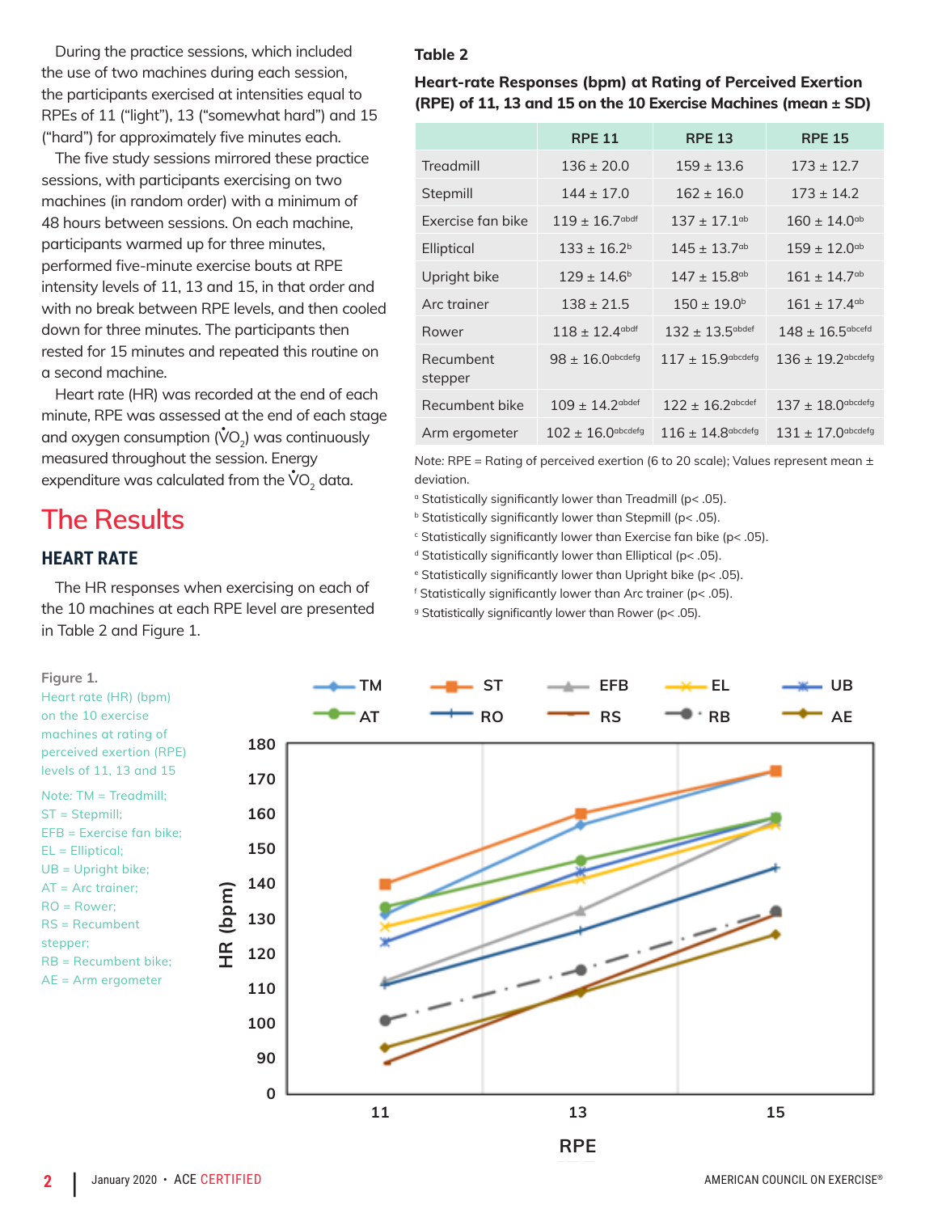During the practice sessions, which included the use of two machines during each session, the participants exercised at intensities equal to RPEs of 11 ("light"), 13 ("somewhat hard") and 15 ("hard") for approximately five minutes each.

The five study sessions mirrored these practice sessions, with participants exercising on two machines (in random order) with a minimum of 48 hours between sessions. On each machine, participants warmed up for three minutes, performed five-minute exercise bouts at RPE intensity levels of 11, 13 and 15, in that order and with no break between RPE levels, and then cooled down for three minutes. The participants then rested for 15 minutes and repeated this routine on a second machine.

Heart rate (HR) was recorded at the end of each minute, RPE was assessed at the end of each stage and oxygen consumption ($\dot{V}O_2$) was continuously measured throughout the session. Energy expenditure was calculated from the $\dot{V}O_2$ data.

# The Results

## HEART RATE

The HR responses when exercising on each of the 10 machines at each RPE level are presented in Table 2 and Figure 1.

**Table 2**

**Heart-rate Responses (bpm) at Rating of Perceived Exertion (RPE) of 11, 13 and 15 on the 10 Exercise Machines (mean ± SD)**

| | RPE 11 | RPE 13 | RPE 15 |
|---|---|---|---|
| Treadmill | 136 ± 20.0 | 159 ± 13.6 | 173 ± 12.7 |
| Stepmill | 144 ± 17.0 | 162 ± 16.0 | 173 ± 14.2 |
| Exercise fan bike | 119 ± 16.7[abdf] | 137 ± 17.1[ab] | 160 ± 14.0[ab] |
| Elliptical | 133 ± 16.2[b] | 145 ± 13.7[ab] | 159 ± 12.0[ab] |
| Upright bike | 129 ± 14.6[b] | 147 ± 15.8[ab] | 161 ± 14.7[ab] |
| Arc trainer | 138 ± 21.5 | 150 ± 19.0[b] | 161 ± 17.4[ab] |
| Rower | 118 ± 12.4[abdf] | 132 ± 13.5[abdef] | 148 ± 16.5[abcefd] |
| Recumbent stepper | 98 ± 16.0[abcdefg] | 117 ± 15.9[abcdefg] | 136 ± 19.2[abcdefg] |
| Recumbent bike | 109 ± 14.2[abdef] | 122 ± 16.2[abcdef] | 137 ± 18.0[abcdefg] |
| Arm ergometer | 102 ± 16.0[abcdefg] | 116 ± 14.8[abcdefg] | 131 ± 17.0[abcdefg] |

Note: RPE = Rating of perceived exertion (6 to 20 scale); Values represent mean ± deviation.

[a] Statistically significantly lower than Treadmill ($p < .05$).
[b] Statistically significantly lower than Stepmill ($p < .05$).
[c] Statistically significantly lower than Exercise fan bike ($p < .05$).
[d] Statistically significantly lower than Elliptical ($p < .05$).
[e] Statistically significantly lower than Upright bike ($p < .05$).
[f] Statistically significantly lower than Arc trainer ($p < .05$).
[g] Statistically significantly lower than Rower ($p < .05$).

**Figure 1.**
Heart rate (HR) (bpm) on the 10 exercise machines at rating of perceived exertion (RPE) levels of 11, 13 and 15

Note: TM = Treadmill; ST = Stepmill; EFB = Exercise fan bike; EL = Elliptical; UB = Upright bike; AT = Arc trainer; RO = Rower; RS = Recumbent stepper; RB = Recumbent bike; AE = Arm ergometer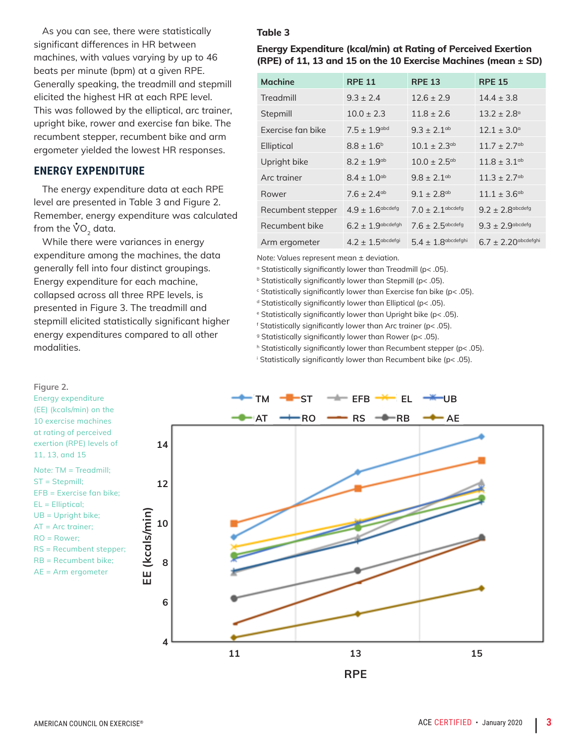As you can see, there were statistically significant differences in HR between machines, with values varying by up to 46 beats per minute (bpm) at a given RPE. Generally speaking, the treadmill and stepmill elicited the highest HR at each RPE level. This was followed by the elliptical, arc trainer, upright bike, rower and exercise fan bike. The recumbent stepper, recumbent bike and arm ergometer yielded the lowest HR responses.

## ENERGY EXPENDITURE

The energy expenditure data at each RPE level are presented in Table 3 and Figure 2. Remember, energy expenditure was calculated from the $\dot{V}O_2$ data.

While there were variances in energy expenditure among the machines, the data generally fell into four distinct groupings. Energy expenditure for each machine, collapsed across all three RPE levels, is presented in Figure 3. The treadmill and stepmill elicited statistically significant higher energy expenditures compared to all other modalities.

**Table 3**

**Energy Expenditure (kcal/min) at Rating of Perceived Exertion (RPE) of 11, 13 and 15 on the 10 Exercise Machines (mean ± SD)**

| Machine | RPE 11 | RPE 13 | RPE 15 |
|---|---|---|---|
| Treadmill | 9.3 ± 2.4 | 12.6 ± 2.9 | 14.4 ± 3.8 |
| Stepmill | 10.0 ± 2.3 | 11.8 ± 2.6 | 13.2 ± 2.8[a] |
| Exercise fan bike | 7.5 ± 1.9[abd] | 9.3 ± 2.1[ab] | 12.1 ± 3.0[a] |
| Elliptical | 8.8 ± 1.6[b] | 10.1 ± 2.3[ab] | 11.7 ± 2.7[ab] |
| Upright bike | 8.2 ± 1.9[ab] | 10.0 ± 2.5[ab] | 11.8 ± 3.1[ab] |
| Arc trainer | 8.4 ± 1.0[ab] | 9.8 ± 2.1[ab] | 11.3 ± 2.7[ab] |
| Rower | 7.6 ± 2.4[ab] | 9.1 ± 2.8[ab] | 11.1 ± 3.6[ab] |
| Recumbent stepper | 4.9 ± 1.6[abcdefg] | 7.0 ± 2.1[abcdefg] | 9.2 ± 2.8[abcdefg] |
| Recumbent bike | 6.2 ± 1.9[abcdefgh] | 7.6 ± 2.5[abcdefg] | 9.3 ± 2.9[abcdefg] |
| Arm ergometer | 4.2 ± 1.5[abcdefgi] | 5.4 ± 1.8[abcdefghi] | 6.7 ± 2.20[abcdefghi] |

Note: Values represent mean ± deviation.
[a] Statistically significantly lower than Treadmill ($p < .05$).
[b] Statistically significantly lower than Stepmill ($p < .05$).
[c] Statistically significantly lower than Exercise fan bike ($p < .05$).
[d] Statistically significantly lower than Elliptical ($p < .05$).
[e] Statistically significantly lower than Upright bike ($p < .05$).
[f] Statistically significantly lower than Arc trainer ($p < .05$).
[g] Statistically significantly lower than Rower ($p < .05$).
[h] Statistically significantly lower than Recumbent stepper ($p < .05$).
[i] Statistically significantly lower than Recumbent bike ($p < .05$).

**Figure 2.**
Energy expenditure (EE) (kcals/min) on the 10 exercise machines at rating of perceived exertion (RPE) levels of 11, 13, and 15

Note: TM = Treadmill;
ST = Stepmill;
EFB = Exercise fan bike;
EL = Elliptical;
UB = Upright bike;
AT = Arc trainer;
RO = Rower;
RS = Recumbent stepper;
RB = Recumbent bike;
AE = Arm ergometer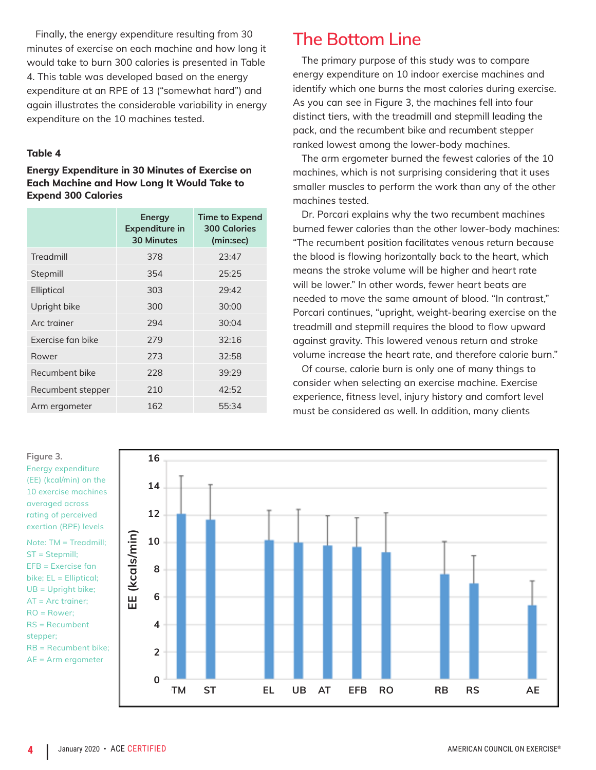Finally, the energy expenditure resulting from 30 minutes of exercise on each machine and how long it would take to burn 300 calories is presented in Table 4. This table was developed based on the energy expenditure at an RPE of 13 ("somewhat hard") and again illustrates the considerable variability in energy expenditure on the 10 machines tested.

**Table 4**

**Energy Expenditure in 30 Minutes of Exercise on Each Machine and How Long It Would Take to Expend 300 Calories**

| | Energy Expenditure in 30 Minutes | Time to Expend 300 Calories (min:sec) |
|---|---|---|
| Treadmill | 378 | 23:47 |
| Stepmill | 354 | 25:25 |
| Elliptical | 303 | 29:42 |
| Upright bike | 300 | 30:00 |
| Arc trainer | 294 | 30:04 |
| Exercise fan bike | 279 | 32:16 |
| Rower | 273 | 32:58 |
| Recumbent bike | 228 | 39:29 |
| Recumbent stepper | 210 | 42:52 |
| Arm ergometer | 162 | 55:34 |

## The Bottom Line

The primary purpose of this study was to compare energy expenditure on 10 indoor exercise machines and identify which one burns the most calories during exercise. As you can see in Figure 3, the machines fell into four distinct tiers, with the treadmill and stepmill leading the pack, and the recumbent bike and recumbent stepper ranked lowest among the lower-body machines.

The arm ergometer burned the fewest calories of the 10 machines, which is not surprising considering that it uses smaller muscles to perform the work than any of the other machines tested.

Dr. Porcari explains why the two recumbent machines burned fewer calories than the other lower-body machines: "The recumbent position facilitates venous return because the blood is flowing horizontally back to the heart, which means the stroke volume will be higher and heart rate will be lower." In other words, fewer heart beats are needed to move the same amount of blood. "In contrast," Porcari continues, "upright, weight-bearing exercise on the treadmill and stepmill requires the blood to flow upward against gravity. This lowered venous return and stroke volume increase the heart rate, and therefore calorie burn."

Of course, calorie burn is only one of many things to consider when selecting an exercise machine. Exercise experience, fitness level, injury history and comfort level must be considered as well. In addition, many clients

**Figure 3.** Energy expenditure (EE) (kcal/min) on the 10 exercise machines averaged across rating of perceived exertion (RPE) levels

Note: TM = Treadmill; ST = Stepmill; EFB = Exercise fan bike; EL = Elliptical; UB = Upright bike; AT = Arc trainer; RO = Rower; RS = Recumbent stepper; RB = Recumbent bike; AE = Arm ergometer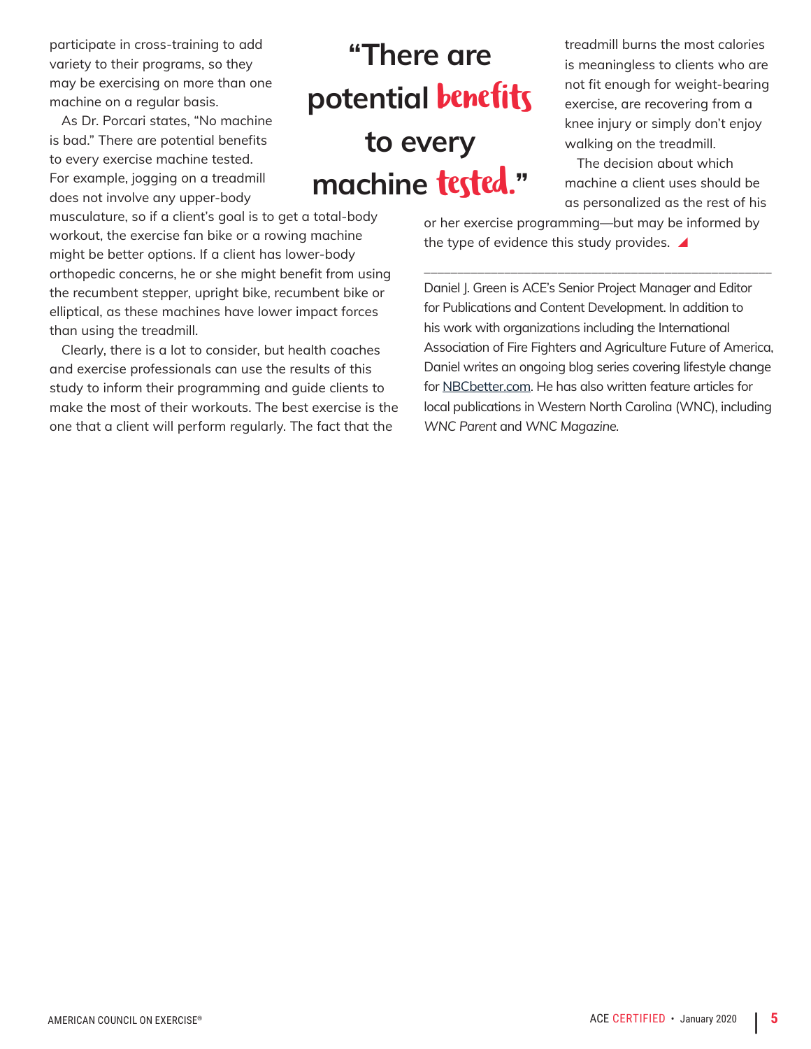participate in cross-training to add variety to their programs, so they may be exercising on more than one machine on a regular basis.

As Dr. Porcari states, "No machine is bad." There are potential benefits to every exercise machine tested. For example, jogging on a treadmill does not involve any upper-body musculature, so if a client's goal is to get a total-body workout, the exercise fan bike or a rowing machine might be better options. If a client has lower-body orthopedic concerns, he or she might benefit from using the recumbent stepper, upright bike, recumbent bike or elliptical, as these machines have lower impact forces than using the treadmill.

> **"There are potential benefits to every machine tested."**

Clearly, there is a lot to consider, but health coaches and exercise professionals can use the results of this study to inform their programming and guide clients to make the most of their workouts. The best exercise is the one that a client will perform regularly. The fact that the treadmill burns the most calories is meaningless to clients who are not fit enough for weight-bearing exercise, are recovering from a knee injury or simply don't enjoy walking on the treadmill.

The decision about which machine a client uses should be as personalized as the rest of his or her exercise programming—but may be informed by the type of evidence this study provides. ◢

---

Daniel J. Green is ACE's Senior Project Manager and Editor for Publications and Content Development. In addition to his work with organizations including the International Association of Fire Fighters and Agriculture Future of America, Daniel writes an ongoing blog series covering lifestyle change for NBCbetter.com. He has also written feature articles for local publications in Western North Carolina (WNC), including *WNC Parent* and *WNC Magazine*.